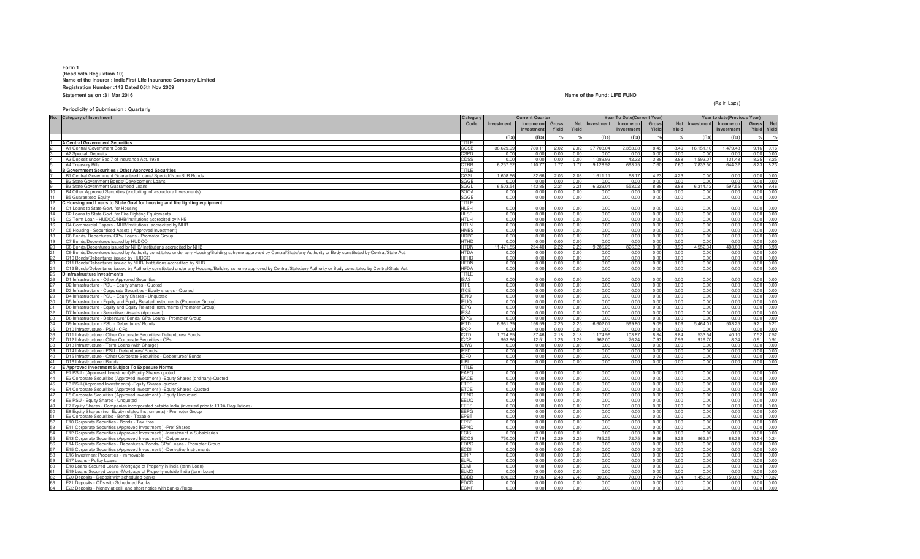**Form 1**
**(Read with Regulation 10)**
**Name of the Insurer : IndiaFirst Life Insurance Company Limited**
**Registration Number :143 Dated 05th Nov 2009**
**Statement as on :31 Mar 2016**

**Name of the Fund: LIFE FUND**

(Rs in Lacs)

**Periodicity of Submission : Quarterly**

| No. | Category of Investment | Category Code | Current Quarter | | | | Year To Date(Current Year) | | | | Year to date(Previous Year) | | | |
|---|---|---|---|---|---|---|---|---|---|---|---|---|---|---|
| | | | Investment | Income on Investment | Gross Yield | Net Yield | Investment | Income on Investment | Gross Yield | Net Yield | Investment | Income on Investment | Gross Yield | Net Yield |
| | | | (Rs) | (Rs) | % | % | (Rs) | (Rs) | % | % | (Rs) | (Rs) | % | % |
| 1 | **A Central Government Securities** | TITLE | | | | | | | | | | | | |
| 2 | A1 Central Government Bonds | CGSB | 38,629.99 | 780.11 | 2.02 | 2.02 | 27,708.04 | 2,353.08 | 8.49 | 8.49 | 16,151.16 | 1,479.48 | 9.16 | 9.16 |
| 3 | A2 Special Deposits | CSPD | 0.00 | 0.00 | 0.00 | 0.00 | 0.00 | 0.00 | 0.00 | 0.00 | 0.00 | 0.00 | 0.00 | 0.00 |
| 4 | A3 Deposit under Sec 7 of Insurance Act, 1938 | CDSS | 0.00 | 0.00 | 0.00 | 0.00 | 1,089.93 | 42.32 | 3.88 | 3.88 | 1,593.07 | 131.48 | 8.25 | 8.25 |
| 5 | A4 Treasury Bills | CTRB | 6,257.52 | 110.77 | 1.77 | 1.77 | 9,128.92 | 693.75 | 7.60 | 7.60 | 7,833.50 | 644.32 | 8.23 | 8.23 |
| 6 | **B Government Securities / Other Approved Securities** | TITLE | | | | | | | | | | | | |
| 7 | B1 Central Government Guaranteed Loans/ Special/ Non-SLR Bonds | CGSL | 1,608.66 | 32.66 | 2.03 | 2.03 | 1,611.11 | 68.17 | 4.23 | 4.23 | 0.00 | 0.00 | 0.00 | 0.00 |
| 8 | B2 State Government Bonds/ Development Loans | SGGB | 0.00 | 0.00 | 0.00 | 0.00 | 0.00 | 0.00 | 0.00 | 0.00 | 0.00 | 0.00 | 0.00 | 0.00 |
| 9 | B3 State Government Guaranteed Loans | SGGL | 6,503.54 | 143.85 | 2.21 | 2.21 | 6,229.01 | 553.02 | 8.88 | 8.88 | 6,314.12 | 597.55 | 9.46 | 9.46 |
| 10 | B4 Other Approved Securities (excluding Infrastructure Investments) | SGOA | 0.00 | 0.00 | 0.00 | 0.00 | 0.00 | 0.00 | 0.00 | 0.00 | 0.00 | 0.00 | 0.00 | 0.00 |
| 11 | B5 Guaranteed Equity | SGGE | 0.00 | 0.00 | 0.00 | 0.00 | 0.00 | 0.00 | 0.00 | 0.00 | 0.00 | 0.00 | 0.00 | 0.00 |
| 12 | **C Housing and Loans to State Govt for housing and fire fighting equipment** | TITLE | | | | | | | | | | | | |
| 13 | C1 Loans to State Govt. for Housing | HLSH | 0.00 | 0.00 | 0.00 | 0.00 | 0.00 | 0.00 | 0.00 | 0.00 | 0.00 | 0.00 | 0.00 | 0.00 |
| 14 | C2 Loans to State Govt. for Fire Fighting Equipments | HLSF | 0.00 | 0.00 | 0.00 | 0.00 | 0.00 | 0.00 | 0.00 | 0.00 | 0.00 | 0.00 | 0.00 | 0.00 |
| 15 | C3 Term Loan - HUDCO/NHB/Institutions accredited by NHB | HTLH | 0.00 | 0.00 | 0.00 | 0.00 | 0.00 | 0.00 | 0.00 | 0.00 | 0.00 | 0.00 | 0.00 | 0.00 |
| 16 | C4 Commercial Papers - NHB/Institutions accredited by NHB | HTLN | 0.00 | 0.00 | 0.00 | 0.00 | 0.00 | 0.00 | 0.00 | 0.00 | 0.00 | 0.00 | 0.00 | 0.00 |
| 17 | C5 Housing - Securitised Assets ( Approved Investment) | HMBS | 0.00 | 0.00 | 0.00 | 0.00 | 0.00 | 0.00 | 0.00 | 0.00 | 0.00 | 0.00 | 0.00 | 0.00 |
| 18 | C6 Bonds/ Debentures/ CPs/ Loans - Promotor Group | HDPG | 0.00 | 0.00 | 0.00 | 0.00 | 0.00 | 0.00 | 0.00 | 0.00 | 0.00 | 0.00 | 0.00 | 0.00 |
| 19 | C7 Bonds/Debentures issued by HUDCO | HTHD | 0.00 | 0.00 | 0.00 | 0.00 | 0.00 | 0.00 | 0.00 | 0.00 | 0.00 | 0.00 | 0.00 | 0.00 |
| 20 | C8 Bonds/Debentures issued by NHB/ Institutions accredited by NHB | HTDN | 11,471.55 | 254.40 | 2.22 | 2.22 | 9,285.26 | 826.32 | 8.90 | 8.90 | 4,552.34 | 408.80 | 8.98 | 8.98 |
| 21 | C9 Bonds/Debentures issued by Authority constituted under any Housing/Building scheme approved by Central/State/any Authority or Body constituted by Central/State Act. | HTDA | 0.00 | 0.00 | 0.00 | 0.00 | 0.00 | 0.00 | 0.00 | 0.00 | 0.00 | 0.00 | 0.00 | 0.00 |
| 22 | C10 Bonds/Debentures issued by HUDCO | HFHD | 0.00 | 0.00 | 0.00 | 0.00 | 0.00 | 0.00 | 0.00 | 0.00 | 0.00 | 0.00 | 0.00 | 0.00 |
| 23 | C11 Bonds/Debentures issued by NHB/ Institutions accredited by NHB | HFDN | 0.00 | 0.00 | 0.00 | 0.00 | 0.00 | 0.00 | 0.00 | 0.00 | 0.00 | 0.00 | 0.00 | 0.00 |
| 24 | C12 Bonds/Debentures issued by Authority constituted under any Housing/Building scheme approved by Central/State/any Authority or Body constituted by Central/State Act. | HFDA | 0.00 | 0.00 | 0.00 | 0.00 | 0.00 | 0.00 | 0.00 | 0.00 | 0.00 | 0.00 | 0.00 | 0.00 |
| 25 | **D Infrastructure Investments** | TITLE | | | | | | | | | | | | |
| 26 | D1 Infrastructure - Other Approved Securities | ISAS | 0.00 | 0.00 | 0.00 | 0.00 | 0.00 | 0.00 | 0.00 | 0.00 | 0.00 | 0.00 | 0.00 | 0.00 |
| 27 | D2 Infrastructure - PSU - Equity shares - Quoted | ITPE | 0.00 | 0.00 | 0.00 | 0.00 | 0.00 | 0.00 | 0.00 | 0.00 | 0.00 | 0.00 | 0.00 | 0.00 |
| 28 | D3 Infrastructure - Corporate Securities - Equity shares - Quoted | ITCE | 0.00 | 0.00 | 0.00 | 0.00 | 0.00 | 0.00 | 0.00 | 0.00 | 0.00 | 0.00 | 0.00 | 0.00 |
| 29 | D4 Infrastructure - PSU - Equity Shares - Unquoted | IENQ | 0.00 | 0.00 | 0.00 | 0.00 | 0.00 | 0.00 | 0.00 | 0.00 | 0.00 | 0.00 | 0.00 | 0.00 |
| 30 | D5 Infrastructure - Equity and Equity Related Instruments (Promoter Group) | IEUQ | 0.00 | 0.00 | 0.00 | 0.00 | 0.00 | 0.00 | 0.00 | 0.00 | 0.00 | 0.00 | 0.00 | 0.00 |
| 31 | D6 Infrastructure - Equity and Equity Related Instruments (Promoter Group) | IEPG | 0.00 | 0.00 | 0.00 | 0.00 | 0.00 | 0.00 | 0.00 | 0.00 | 0.00 | 0.00 | 0.00 | 0.00 |
| 32 | D7 Infrastructure - Securitised Assets (Approved) | IESA | 0.00 | 0.00 | 0.00 | 0.00 | 0.00 | 0.00 | 0.00 | 0.00 | 0.00 | 0.00 | 0.00 | 0.00 |
| 33 | D8 Infrastructure - Debenture/ Bonds/ CPs/ Loans - Promoter Group | IDPG | 0.00 | 0.00 | 0.00 | 0.00 | 0.00 | 0.00 | 0.00 | 0.00 | 0.00 | 0.00 | 0.00 | 0.00 |
| 34 | D9 Infrastructure - PSU - Debentures/ Bonds | IPTD | 6,961.39 | 156.59 | 2.25 | 2.25 | 6,602.01 | 599.80 | 9.09 | 9.09 | 5,464.01 | 503.25 | 9.21 | 9.21 |
| 35 | D10 Infrastructure - PSU - CPs | IPCP | 0.00 | 0.00 | 0.00 | 0.00 | 0.00 | 0.00 | 0.00 | 0.00 | 0.00 | 0.00 | 0.00 | 0.00 |
| 36 | D11 Infrastructure - Other Corporate Securities- Debentures/ Bonds | ICTD | 1,714.65 | 37.46 | 2.18 | 2.18 | 1,174.96 | 103.87 | 8.84 | 8.84 | 533.54 | 40.10 | 7.52 | 7.52 |
| 37 | D12 Infrastructure - Other Corporate Securities - CPs | ICCP | 993.86 | 12.51 | 1.26 | 1.26 | 962.00 | 76.24 | 7.93 | 7.93 | 919.70 | 8.34 | 0.91 | 0.91 |
| 38 | D13 Infrastructure - Term Loans (with Charge) | ILWC | 0.00 | 0.00 | 0.00 | 0.00 | 0.00 | 0.00 | 0.00 | 0.00 | 0.00 | 0.00 | 0.00 | 0.00 |
| 39 | D14 Infrastructure - PSU - Debentures/ Bonds | IPFD | 0.00 | 0.00 | 0.00 | 0.00 | 0.00 | 0.00 | 0.00 | 0.00 | 0.00 | 0.00 | 0.00 | 0.00 |
| 40 | D15 Infrastructure - Other Corporate Securities - Debentures/ Bonds | ICFD | 0.00 | 0.00 | 0.00 | 0.00 | 0.00 | 0.00 | 0.00 | 0.00 | 0.00 | 0.00 | 0.00 | 0.00 |
| 41 | D16 Infrastructure - Bonds | ILBI | 0.00 | 0.00 | 0.00 | 0.00 | 0.00 | 0.00 | 0.00 | 0.00 | 0.00 | 0.00 | 0.00 | 0.00 |
| 42 | **E Approved Investment Subject To Exposure Norms** | TITLE | | | | | | | | | | | | |
| 43 | E1 PSU - (Approved Investment)-Equity Shares quoted | EAEQ | 0.00 | 0.00 | 0.00 | 0.00 | 0.00 | 0.00 | 0.00 | 0.00 | 0.00 | 0.00 | 0.00 | 0.00 |
| 44 | E2 Corporate Securities (Approved Investment ) -Equity Shares (ordinary)-Quoted | EACE | 0.00 | 0.00 | 0.00 | 0.00 | 0.00 | 0.00 | 0.00 | 0.00 | 0.00 | 0.00 | 0.00 | 0.00 |
| 45 | E3 PSU-(Approved Investments) -Equity Shares -quoted | ETPE | 0.00 | 0.00 | 0.00 | 0.00 | 0.00 | 0.00 | 0.00 | 0.00 | 0.00 | 0.00 | 0.00 | 0.00 |
| 46 | E4 Corporate Securities (Approved Investment ) -Equity Shares -Quoted | ETCE | 0.00 | 0.00 | 0.00 | 0.00 | 0.00 | 0.00 | 0.00 | 0.00 | 0.00 | 0.00 | 0.00 | 0.00 |
| 47 | E5 Corporate Securities (Approved Investment ) -Equity Unquoted | EENQ | 0.00 | 0.00 | 0.00 | 0.00 | 0.00 | 0.00 | 0.00 | 0.00 | 0.00 | 0.00 | 0.00 | 0.00 |
| 48 | E6 PSU - Equity Shares - Unquoted | EEUQ | 0.00 | 0.00 | 0.00 | 0.00 | 0.00 | 0.00 | 0.00 | 0.00 | 0.00 | 0.00 | 0.00 | 0.00 |
| 49 | E7 Equity Shares - Companies incorporated outside India (invested prior to IRDA Regulations) | EFES | 0.00 | 0.00 | 0.00 | 0.00 | 0.00 | 0.00 | 0.00 | 0.00 | 0.00 | 0.00 | 0.00 | 0.00 |
| 50 | E8 Equity Shares (incl. Equity related Instruments) - Promoter Group | EEPG | 0.00 | 0.00 | 0.00 | 0.00 | 0.00 | 0.00 | 0.00 | 0.00 | 0.00 | 0.00 | 0.00 | 0.00 |
| 51 | E9 Corporate Securities - Bonds - Taxable | EPBT | 0.00 | 0.00 | 0.00 | 0.00 | 0.00 | 0.00 | 0.00 | 0.00 | 0.00 | 0.00 | 0.00 | 0.00 |
| 52 | E10 Corporate Securities - Bonds - Tax free | EPBF | 0.00 | 0.00 | 0.00 | 0.00 | 0.00 | 0.00 | 0.00 | 0.00 | 0.00 | 0.00 | 0.00 | 0.00 |
| 53 | E11 Corporate Securities (Approved Investment ) -Pref Shares | EPNQ | 0.00 | 0.00 | 0.00 | 0.00 | 0.00 | 0.00 | 0.00 | 0.00 | 0.00 | 0.00 | 0.00 | 0.00 |
| 54 | E12 Corporate Securities (Approved Investment ) -Investment in Subsidiaries | ECIS | 0.00 | 0.00 | 0.00 | 0.00 | 0.00 | 0.00 | 0.00 | 0.00 | 0.00 | 0.00 | 0.00 | 0.00 |
| 55 | E13 Corporate Securities (Approved Investment ) -Debentures | ECOS | 750.00 | 17.19 | 2.29 | 2.29 | 785.25 | 72.75 | 9.26 | 9.26 | 862.67 | 88.33 | 10.24 | 10.24 |
| 56 | E14 Corporate Securities - Debentures/ Bonds/ CPs/ Loans - Promoter Group | EDPG | 0.00 | 0.00 | 0.00 | 0.00 | 0.00 | 0.00 | 0.00 | 0.00 | 0.00 | 0.00 | 0.00 | 0.00 |
| 57 | E15 Corporate Securities (Approved Investment ) -Derivative Instruments | ECDI | 0.00 | 0.00 | 0.00 | 0.00 | 0.00 | 0.00 | 0.00 | 0.00 | 0.00 | 0.00 | 0.00 | 0.00 |
| 58 | E16 Investment Properties - Immovable | EINP | 0.00 | 0.00 | 0.00 | 0.00 | 0.00 | 0.00 | 0.00 | 0.00 | 0.00 | 0.00 | 0.00 | 0.00 |
| 59 | E17 Loans - Policy Loans | ELPL | 0.00 | 0.00 | 0.00 | 0.00 | 0.00 | 0.00 | 0.00 | 0.00 | 0.00 | 0.00 | 0.00 | 0.00 |
| 60 | E18 Loans Secured Loans -Mortgage of Property in India (term Loan) | ELMI | 0.00 | 0.00 | 0.00 | 0.00 | 0.00 | 0.00 | 0.00 | 0.00 | 0.00 | 0.00 | 0.00 | 0.00 |
| 61 | E19 Loans Secured Loans -Mortgage of Property outside India (term Loan) | ELMO | 0.00 | 0.00 | 0.00 | 0.00 | 0.00 | 0.00 | 0.00 | 0.00 | 0.00 | 0.00 | 0.00 | 0.00 |
| 62 | E20 Deposits - Deposit with scheduled banks | ECDB | 800.62 | 19.86 | 2.48 | 2.48 | 800.60 | 78.00 | 9.74 | 9.74 | 1,453.66 | 150.80 | 10.37 | 10.37 |
| 63 | E21 Deposits - CDs with Scheduled Banks | EDCD | 0.00 | 0.00 | 0.00 | 0.00 | 0.00 | 0.00 | 0.00 | 0.00 | 0.00 | 0.00 | 0.00 | 0.00 |
| 64 | E22 Deposits - Money at call and short notice with banks /Repo | ECMR | 0.00 | 0.00 | 0.00 | 0.00 | 0.00 | 0.00 | 0.00 | 0.00 | 0.00 | 0.00 | 0.00 | 0.00 |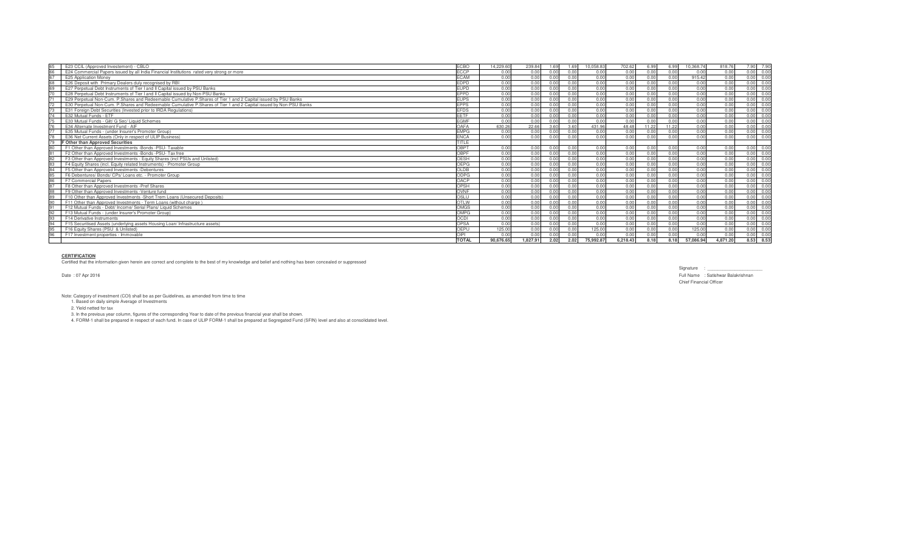| | | | | | | | | | | | | | | |
|---|---|---|---|---|---|---|---|---|---|---|---|---|---|---|
| 65 | E23 CCIL (Approved Investement) - CBLO | ECBO | 14,229.60 | 239.84 | 1.69 | 1.69 | 10,058.83 | 702.62 | 6.99 | 6.99 | 10,368.74 | 818.76 | 7.90 | 7.90 |
| 66 | E24 Commercial Papers issued by all India Financial Institutions rated very strong or more | ECCP | 0.00 | 0.00 | 0.00 | 0.00 | 0.00 | 0.00 | 0.00 | 0.00 | 0.00 | 0.00 | 0.00 | 0.00 |
| 67 | E25 Application Money | ECAM | 0.00 | 0.00 | 0.00 | 0.00 | 0.00 | 0.00 | 0.00 | 0.00 | 915.42 | 0.00 | 0.00 | 0.00 |
| 68 | E26 Deposit with Primary Dealers duly recognised by RBI | EDPD | 0.00 | 0.00 | 0.00 | 0.00 | 0.00 | 0.00 | 0.00 | 0.00 | 0.00 | 0.00 | 0.00 | 0.00 |
| 69 | E27 Perpetual Debt Instruments of Tier I and II Capital issued by PSU Banks | EUPD | 0.00 | 0.00 | 0.00 | 0.00 | 0.00 | 0.00 | 0.00 | 0.00 | 0.00 | 0.00 | 0.00 | 0.00 |
| 70 | E28 Perpetual Debt Instruments of Tier I and II Capital issued by Non-PSU Banks | EPPD | 0.00 | 0.00 | 0.00 | 0.00 | 0.00 | 0.00 | 0.00 | 0.00 | 0.00 | 0.00 | 0.00 | 0.00 |
| 71 | E29 Perpetual Non-Cum. P.Shares and Redeemable Cumulative P.Shares of Tier 1 and 2 Capital issued by PSU Banks | EUPS | 0.00 | 0.00 | 0.00 | 0.00 | 0.00 | 0.00 | 0.00 | 0.00 | 0.00 | 0.00 | 0.00 | 0.00 |
| 72 | E30 Perpetual Non-Cum. P.Shares and Redeemable Cumulative P.Shares of Tier 1 and 2 Capital issued by Non-PSU Banks | EPPS | 0.00 | 0.00 | 0.00 | 0.00 | 0.00 | 0.00 | 0.00 | 0.00 | 0.00 | 0.00 | 0.00 | 0.00 |
| 73 | E31 Foreign Debt Securities (Invested prior to IRDA Regulations) | EFDS | 0.00 | 0.00 | 0.00 | 0.00 | 0.00 | 0.00 | 0.00 | 0.00 | 0.00 | 0.00 | 0.00 | 0.00 |
| 74 | E32 Mutual Funds - ETF | EETF | 0.00 | 0.00 | 0.00 | 0.00 | 0.00 | 0.00 | 0.00 | 0.00 | 0.00 | 0.00 | 0.00 | 0.00 |
| 75 | E33 Mutual Funds - Gilt/ G Sec/ Liquid Schemes | EGMF | 0.00 | 0.00 | 0.00 | 0.00 | 0.00 | 0.00 | 0.00 | 0.00 | 0.00 | 0.00 | 0.00 | 0.00 |
| 76 | E34 Alternate Investment Fund - AIF | OAFA | 630.26 | 22.66 | 3.60 | 3.60 | 431.96 | 48.48 | 11.22 | 11.22 | 0.00 | 0.00 | 0.00 | 0.00 |
| 77 | E35 Mutual Funds - (under Insurer's Promoter Group) | EMPG | 0.00 | 0.00 | 0.00 | 0.00 | 0.00 | 0.00 | 0.00 | 0.00 | 0.00 | 0.00 | 0.00 | 0.00 |
| 78 | E36 Net Current Assets (Only in respect of ULIP Business) | ENCA | 0.00 | 0.00 | 0.00 | 0.00 | 0.00 | 0.00 | 0.00 | 0.00 | 0.00 | 0.00 | 0.00 | 0.00 |
| 79 | **F Other than Approved Securities** | TITLE | | | | | | | | | | | | |
| 80 | F1 Other than Approved Investments -Bonds -PSU- Taxable | OBPT | 0.00 | 0.00 | 0.00 | 0.00 | 0.00 | 0.00 | 0.00 | 0.00 | 0.00 | 0.00 | 0.00 | 0.00 |
| 81 | F2 Other than Approved Investments -Bonds -PSU- Tax free | OBPF | 0.00 | 0.00 | 0.00 | 0.00 | 0.00 | 0.00 | 0.00 | 0.00 | 0.00 | 0.00 | 0.00 | 0.00 |
| 82 | F3 Other than Approved Investments - Equity Shares (incl PSUs and Unlisted) | OESH | 0.00 | 0.00 | 0.00 | 0.00 | 0.00 | 0.00 | 0.00 | 0.00 | 0.00 | 0.00 | 0.00 | 0.00 |
| 83 | F4 Equity Shares (incl. Equity related Instruments) - Promoter Group | OEPG | 0.00 | 0.00 | 0.00 | 0.00 | 0.00 | 0.00 | 0.00 | 0.00 | 0.00 | 0.00 | 0.00 | 0.00 |
| 84 | F5 Other than Approved Investments -Debentures | OLDB | 0.00 | 0.00 | 0.00 | 0.00 | 0.00 | 0.00 | 0.00 | 0.00 | 0.00 | 0.00 | 0.00 | 0.00 |
| 85 | F6 Debentures/ Bonds/ CPs/ Loans etc. - Promoter Group | ODPG | 0.00 | 0.00 | 0.00 | 0.00 | 0.00 | 0.00 | 0.00 | 0.00 | 0.00 | 0.00 | 0.00 | 0.00 |
| 86 | F7 Commercial Papers | OACP | 0.00 | 0.00 | 0.00 | 0.00 | 0.00 | 0.00 | 0.00 | 0.00 | 0.00 | 0.00 | 0.00 | 0.00 |
| 87 | F8 Other than Approved Investments -Pref Shares | OPSH | 0.00 | 0.00 | 0.00 | 0.00 | 0.00 | 0.00 | 0.00 | 0.00 | 0.00 | 0.00 | 0.00 | 0.00 |
| 88 | F9 Other than Approved Investments -Venture fund | OVNF | 0.00 | 0.00 | 0.00 | 0.00 | 0.00 | 0.00 | 0.00 | 0.00 | 0.00 | 0.00 | 0.00 | 0.00 |
| 89 | F10 Other than Approved Investments -Short Trem Loans (Unsecured Deposits) | OSLU | 0.00 | 0.00 | 0.00 | 0.00 | 0.00 | 0.00 | 0.00 | 0.00 | 0.00 | 0.00 | 0.00 | 0.00 |
| 90 | F11 Other than Approved Investments - Term Loans (without charge ) | OTLW | 0.00 | 0.00 | 0.00 | 0.00 | 0.00 | 0.00 | 0.00 | 0.00 | 0.00 | 0.00 | 0.00 | 0.00 |
| 91 | F12 Mutual Funds - Debt/ Income/ Serial Plans/ Liquid Schemes | OMGS | 0.00 | 0.00 | 0.00 | 0.00 | 0.00 | 0.00 | 0.00 | 0.00 | 0.00 | 0.00 | 0.00 | 0.00 |
| 92 | F13 Mutual Funds - (under Insurer's Promoter Group) | OMPG | 0.00 | 0.00 | 0.00 | 0.00 | 0.00 | 0.00 | 0.00 | 0.00 | 0.00 | 0.00 | 0.00 | 0.00 |
| 93 | F14 Derivative Instruments | OCDI | 0.00 | 0.00 | 0.00 | 0.00 | 0.00 | 0.00 | 0.00 | 0.00 | 0.00 | 0.00 | 0.00 | 0.00 |
| 94 | F15 Securitised Assets (underlying assets Housing Loan/ Infrastructure assets) | OPSA | 0.00 | 0.00 | 0.00 | 0.00 | 0.00 | 0.00 | 0.00 | 0.00 | 0.00 | 0.00 | 0.00 | 0.00 |
| 95 | F16 Equity Shares (PSU & Unlisted) | OEPU | 125.00 | 0.00 | 0.00 | 0.00 | 125.00 | 0.00 | 0.00 | 0.00 | 125.00 | 0.00 | 0.00 | 0.00 |
| 96 | F17 Investment properties - Immovable | OIPI | 0.00 | 0.00 | 0.00 | 0.00 | 0.00 | 0.00 | 0.00 | 0.00 | 0.00 | 0.00 | 0.00 | 0.00 |
| | | **TOTAL** | **90,676.65** | **1,827.91** | **2.02** | **2.02** | **75,992.87** | **6,218.43** | **8.18** | **8.18** | **57,086.94** | **4,871.20** | **8.53** | **8.53** |

**CERTIFICATION**

Certified that the information given herein are correct and complete to the best of my knowledge and belief and nothing has been concealed or suppressed

Signature : ____________________

Date : 07 Apr 2016

Full Name : Satishwar Balakrishnan

Chief Financial Officer

Note: Category of investment (COI) shall be as per Guidelines, as amended from time to time

1. Based on daily simple Average of Investments

2. Yield netted for tax

3. In the previous year column, figures of the corresponding Year to date of the previous financial year shall be shown.

4. FORM-1 shall be prepared in respect of each fund. In case of ULIP FORM-1 shall be prepared at Segregated Fund (SFIN) level and also at consolidated level.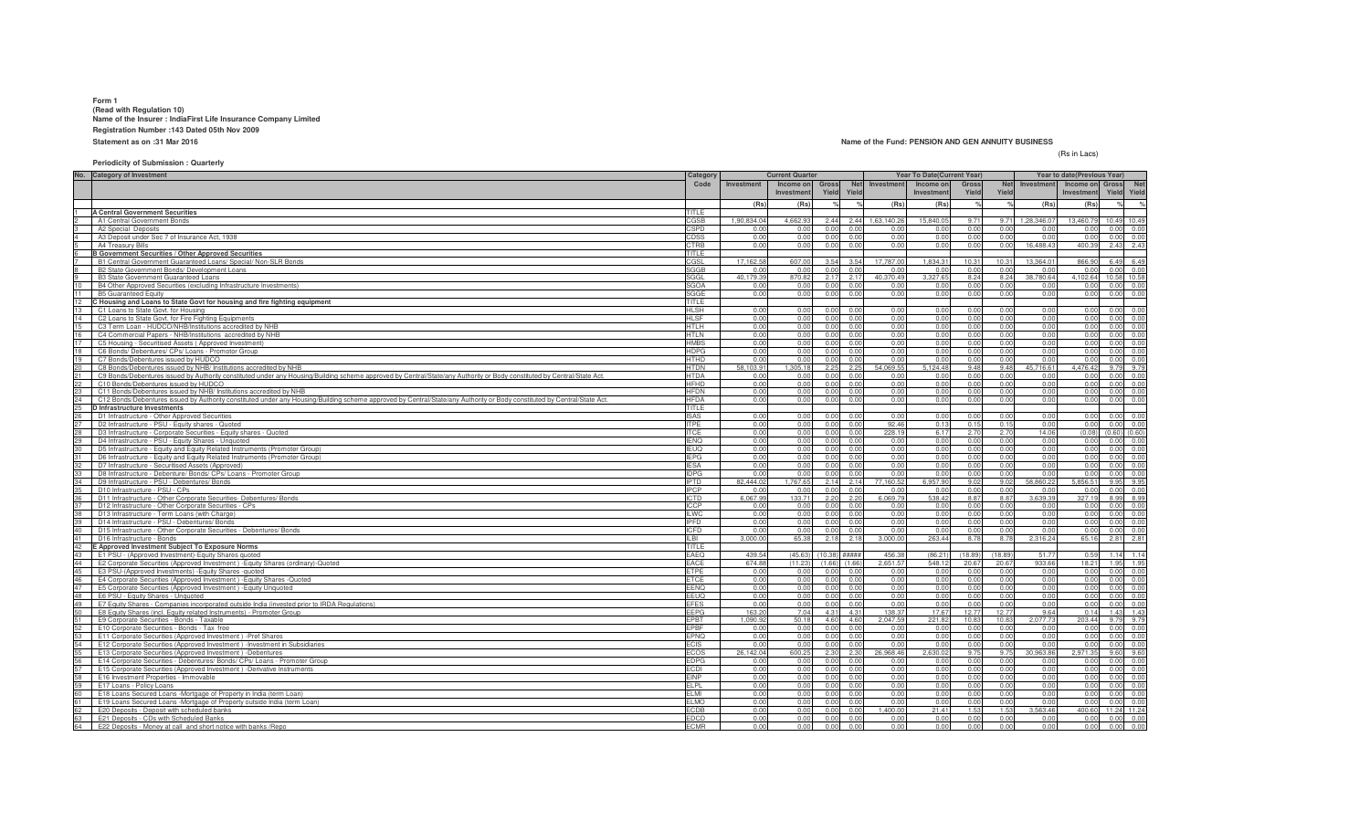**Form 1**
**(Read with Regulation 10)**
**Name of the Insurer : IndiaFirst Life Insurance Company Limited**
**Registration Number :143 Dated 05th Nov 2009**
**Statement as on :31 Mar 2016**

**Name of the Fund: PENSION AND GEN ANNUITY BUSINESS**

(Rs in Lacs)

**Periodicity of Submission : Quarterly**

| No. | Category of Investment | Category Code | Current Quarter | | | | Year To Date(Current Year) | | | | Year to date(Previous Year) | | | |
|---|---|---|---|---|---|---|---|---|---|---|---|---|---|---|
| | | | Investment | Income on Investment | Gross Yield | Net Yield | Investment | Income on Investment | Gross Yield | Net Yield | Investment | Income on Investment | Gross Yield | Net Yield |
| | | | (Rs) | (Rs) | % | % | (Rs) | (Rs) | % | % | (Rs) | (Rs) | % | % |
| 1 | **A Central Government Securities** | TITLE | | | | | | | | | | | | |
| 2 | A1 Central Government Bonds | CGSB | 1,90,834.04 | 4,662.93 | 2.44 | 2.44 | 1,63,140.26 | 15,840.05 | 9.71 | 9.71 | 1,28,346.07 | 13,460.79 | 10.49 | 10.49 |
| 3 | A2 Special Deposits | CSPD | 0.00 | 0.00 | 0.00 | 0.00 | 0.00 | 0.00 | 0.00 | 0.00 | 0.00 | 0.00 | 0.00 | 0.00 |
| 4 | A3 Deposit under Sec 7 of Insurance Act, 1938 | CDSS | 0.00 | 0.00 | 0.00 | 0.00 | 0.00 | 0.00 | 0.00 | 0.00 | 0.00 | 0.00 | 0.00 | 0.00 |
| 5 | A4 Treasury Bills | CTRB | 0.00 | 0.00 | 0.00 | 0.00 | 0.00 | 0.00 | 0.00 | 0.00 | 16,488.43 | 400.39 | 2.43 | 2.43 |
| 6 | **B Government Securities / Other Approved Securities** | TITLE | | | | | | | | | | | | |
| 7 | B1 Central Government Guaranteed Loans/ Special/ Non-SLR Bonds | CGSL | 17,162.58 | 607.00 | 3.54 | 3.54 | 17,787.00 | 1,834.31 | 10.31 | 10.31 | 13,364.01 | 866.90 | 6.49 | 6.49 |
| 8 | B2 State Government Bonds/ Development Loans | SGGB | 0.00 | 0.00 | 0.00 | 0.00 | 0.00 | 0.00 | 0.00 | 0.00 | 0.00 | 0.00 | 0.00 | 0.00 |
| 9 | B3 State Government Guaranteed Loans | SGGL | 40,179.39 | 870.82 | 2.17 | 2.17 | 40,370.49 | 3,327.65 | 8.24 | 8.24 | 38,780.64 | 4,102.64 | 10.58 | 10.58 |
| 10 | B4 Other Approved Securities (excluding Infrastructure Investments) | SGOA | 0.00 | 0.00 | 0.00 | 0.00 | 0.00 | 0.00 | 0.00 | 0.00 | 0.00 | 0.00 | 0.00 | 0.00 |
| 11 | B5 Guaranteed Equity | SGGE | 0.00 | 0.00 | 0.00 | 0.00 | 0.00 | 0.00 | 0.00 | 0.00 | 0.00 | 0.00 | 0.00 | 0.00 |
| 12 | **C Housing and Loans to State Govt for housing and fire fighting equipment** | TITLE | | | | | | | | | | | | |
| 13 | C1 Loans to State Govt. for Housing | HLSH | 0.00 | 0.00 | 0.00 | 0.00 | 0.00 | 0.00 | 0.00 | 0.00 | 0.00 | 0.00 | 0.00 | 0.00 |
| 14 | C2 Loans to State Govt. for Fire Fighting Equipments | HLSF | 0.00 | 0.00 | 0.00 | 0.00 | 0.00 | 0.00 | 0.00 | 0.00 | 0.00 | 0.00 | 0.00 | 0.00 |
| 15 | C3 Term Loan - HUDCO/NHB/Institutions accredited by NHB | HTLH | 0.00 | 0.00 | 0.00 | 0.00 | 0.00 | 0.00 | 0.00 | 0.00 | 0.00 | 0.00 | 0.00 | 0.00 |
| 16 | C4 Commercial Papers - NHB/Institutions accredited by NHB | HTLN | 0.00 | 0.00 | 0.00 | 0.00 | 0.00 | 0.00 | 0.00 | 0.00 | 0.00 | 0.00 | 0.00 | 0.00 |
| 17 | C5 Housing - Securitised Assets ( Approved Investment) | HMBS | 0.00 | 0.00 | 0.00 | 0.00 | 0.00 | 0.00 | 0.00 | 0.00 | 0.00 | 0.00 | 0.00 | 0.00 |
| 18 | C6 Bonds/ Debentures/ CPs/ Loans - Promotor Group | HDPG | 0.00 | 0.00 | 0.00 | 0.00 | 0.00 | 0.00 | 0.00 | 0.00 | 0.00 | 0.00 | 0.00 | 0.00 |
| 19 | C7 Bonds/Debentures issued by HUDCO | HTHD | 0.00 | 0.00 | 0.00 | 0.00 | 0.00 | 0.00 | 0.00 | 0.00 | 0.00 | 0.00 | 0.00 | 0.00 |
| 20 | C8 Bonds/Debentures issued by NHB/ Institutions accredited by NHB | HTDN | 58,103.91 | 1,305.18 | 2.25 | 2.25 | 54,069.55 | 5,124.48 | 9.48 | 9.48 | 45,716.61 | 4,476.42 | 9.79 | 9.79 |
| 21 | C9 Bonds/Debentures issued by Authority constituted under any Housing/Building scheme approved by Central/State/any Authority or Body constituted by Central/State Act. | HTDA | 0.00 | 0.00 | 0.00 | 0.00 | 0.00 | 0.00 | 0.00 | 0.00 | 0.00 | 0.00 | 0.00 | 0.00 |
| 22 | C10 Bonds/Debentures issued by HUDCO | HFHD | 0.00 | 0.00 | 0.00 | 0.00 | 0.00 | 0.00 | 0.00 | 0.00 | 0.00 | 0.00 | 0.00 | 0.00 |
| 23 | C11 Bonds/Debentures issued by NHB/ Institutions accredited by NHB | HFDN | 0.00 | 0.00 | 0.00 | 0.00 | 0.00 | 0.00 | 0.00 | 0.00 | 0.00 | 0.00 | 0.00 | 0.00 |
| 24 | C12 Bonds/Debentures issued by Authority constituted under any Housing/Building scheme approved by Central/State/any Authority or Body constituted by Central/State Act. | HFDA | 0.00 | 0.00 | 0.00 | 0.00 | 0.00 | 0.00 | 0.00 | 0.00 | 0.00 | 0.00 | 0.00 | 0.00 |
| 25 | **D Infrastructure Investments** | TITLE | | | | | | | | | | | | |
| 26 | D1 Infrastructure - Other Approved Securities | ISAS | 0.00 | 0.00 | 0.00 | 0.00 | 0.00 | 0.00 | 0.00 | 0.00 | 0.00 | 0.00 | 0.00 | 0.00 |
| 27 | D2 Infrastructure - PSU - Equity shares - Quoted | ITPE | 0.00 | 0.00 | 0.00 | 0.00 | 92.46 | 0.13 | 0.15 | 0.15 | 0.00 | 0.00 | 0.00 | 0.00 |
| 28 | D3 Infrastructure - Corporate Securities - Equity shares - Quoted | ITCE | 0.00 | 0.00 | 0.00 | 0.00 | 228.19 | 6.17 | 2.70 | 2.70 | 14.06 | (0.08) | (0.60) | (0.60) |
| 29 | D4 Infrastructure - PSU - Equity Shares - Unquoted | IENQ | 0.00 | 0.00 | 0.00 | 0.00 | 0.00 | 0.00 | 0.00 | 0.00 | 0.00 | 0.00 | 0.00 | 0.00 |
| 30 | D5 Infrastructure - Equity and Equity Related Instruments (Promoter Group) | IEUQ | 0.00 | 0.00 | 0.00 | 0.00 | 0.00 | 0.00 | 0.00 | 0.00 | 0.00 | 0.00 | 0.00 | 0.00 |
| 31 | D6 Infrastructure - Equity and Equity Related Instruments (Promoter Group) | IEPG | 0.00 | 0.00 | 0.00 | 0.00 | 0.00 | 0.00 | 0.00 | 0.00 | 0.00 | 0.00 | 0.00 | 0.00 |
| 32 | D7 Infrastructure - Securitised Assets (Approved) | IESA | 0.00 | 0.00 | 0.00 | 0.00 | 0.00 | 0.00 | 0.00 | 0.00 | 0.00 | 0.00 | 0.00 | 0.00 |
| 33 | D8 Infrastructure - Debenture/ Bonds/ CPs/ Loans - Promoter Group | IDPG | 0.00 | 0.00 | 0.00 | 0.00 | 0.00 | 0.00 | 0.00 | 0.00 | 0.00 | 0.00 | 0.00 | 0.00 |
| 34 | D9 Infrastructure - PSU - Debentures/ Bonds | IPTD | 82,444.02 | 1,767.65 | 2.14 | 2.14 | 77,160.52 | 6,957.90 | 9.02 | 9.02 | 58,860.22 | 5,856.51 | 9.95 | 9.95 |
| 35 | D10 Infrastructure - PSU - CPs | IPCP | 0.00 | 0.00 | 0.00 | 0.00 | 0.00 | 0.00 | 0.00 | 0.00 | 0.00 | 0.00 | 0.00 | 0.00 |
| 36 | D11 Infrastructure - Other Corporate Securities- Debentures/ Bonds | ICTD | 6,067.99 | 133.71 | 2.20 | 2.20 | 6,069.79 | 538.42 | 8.87 | 8.87 | 3,639.39 | 327.19 | 8.99 | 8.99 |
| 37 | D12 Infrastructure - Other Corporate Securities - CPs | ICCP | 0.00 | 0.00 | 0.00 | 0.00 | 0.00 | 0.00 | 0.00 | 0.00 | 0.00 | 0.00 | 0.00 | 0.00 |
| 38 | D13 Infrastructure - Term Loans (with Charge) | ILWC | 0.00 | 0.00 | 0.00 | 0.00 | 0.00 | 0.00 | 0.00 | 0.00 | 0.00 | 0.00 | 0.00 | 0.00 |
| 39 | D14 Infrastructure - PSU - Debentures/ Bonds | IPFD | 0.00 | 0.00 | 0.00 | 0.00 | 0.00 | 0.00 | 0.00 | 0.00 | 0.00 | 0.00 | 0.00 | 0.00 |
| 40 | D15 Infrastructure - Other Corporate Securities - Debentures/ Bonds | ICFD | 0.00 | 0.00 | 0.00 | 0.00 | 0.00 | 0.00 | 0.00 | 0.00 | 0.00 | 0.00 | 0.00 | 0.00 |
| 41 | D16 Infrastructure - Bonds | ILBI | 3,000.00 | 65.38 | 2.18 | 2.18 | 3,000.00 | 263.44 | 8.78 | 8.78 | 2,316.24 | 65.16 | 2.81 | 2.81 |
| 42 | **E Approved Investment Subject To Exposure Norms** | TITLE | | | | | | | | | | | | |
| 43 | E1 PSU - (Approved Investment)-Equity Shares quoted | EAEQ | 439.54 | (45.63) | (10.38) | ##### | 456.38 | (86.21) | (18.89) | (18.89) | 51.77 | 0.59 | 1.14 | 1.14 |
| 44 | E2 Corporate Securities (Approved Investment ) -Equity Shares (ordinary)-Quoted | EACE | 674.88 | (11.23) | (1.66) | (1.66) | 2,651.57 | 548.12 | 20.67 | 20.67 | 933.66 | 18.21 | 1.95 | 1.95 |
| 45 | E3 PSU-(Approved Investments) -Equity Shares -quoted | ETPE | 0.00 | 0.00 | 0.00 | 0.00 | 0.00 | 0.00 | 0.00 | 0.00 | 0.00 | 0.00 | 0.00 | 0.00 |
| 46 | E4 Corporate Securities (Approved Investment ) -Equity Shares -Quoted | ETCE | 0.00 | 0.00 | 0.00 | 0.00 | 0.00 | 0.00 | 0.00 | 0.00 | 0.00 | 0.00 | 0.00 | 0.00 |
| 47 | E5 Corporate Securities (Approved Investment ) -Equity Unquoted | EENQ | 0.00 | 0.00 | 0.00 | 0.00 | 0.00 | 0.00 | 0.00 | 0.00 | 0.00 | 0.00 | 0.00 | 0.00 |
| 48 | E6 PSU - Equity Shares - Unquoted | EEUQ | 0.00 | 0.00 | 0.00 | 0.00 | 0.00 | 0.00 | 0.00 | 0.00 | 0.00 | 0.00 | 0.00 | 0.00 |
| 49 | E7 Equity Shares - Companies incorporated outside India (invested prior to IRDA Regulations) | EFES | 0.00 | 0.00 | 0.00 | 0.00 | 0.00 | 0.00 | 0.00 | 0.00 | 0.00 | 0.00 | 0.00 | 0.00 |
| 50 | E8 Equity Shares (incl. Equity related Instruments) - Promoter Group | EEPG | 163.20 | 7.04 | 4.31 | 4.31 | 138.37 | 17.67 | 12.77 | 12.77 | 9.64 | 0.14 | 1.43 | 1.43 |
| 51 | E9 Corporate Securities - Bonds - Taxable | EPBT | 1,090.92 | 50.18 | 4.60 | 4.60 | 2,047.59 | 221.82 | 10.83 | 10.83 | 2,077.73 | 203.44 | 9.79 | 9.79 |
| 52 | E10 Corporate Securities - Bonds - Tax free | EPBF | 0.00 | 0.00 | 0.00 | 0.00 | 0.00 | 0.00 | 0.00 | 0.00 | 0.00 | 0.00 | 0.00 | 0.00 |
| 53 | E11 Corporate Securities (Approved Investment ) -Pref Shares | EPNQ | 0.00 | 0.00 | 0.00 | 0.00 | 0.00 | 0.00 | 0.00 | 0.00 | 0.00 | 0.00 | 0.00 | 0.00 |
| 54 | E12 Corporate Securities (Approved Investment ) -Investment in Subsidiaries | ECIS | 0.00 | 0.00 | 0.00 | 0.00 | 0.00 | 0.00 | 0.00 | 0.00 | 0.00 | 0.00 | 0.00 | 0.00 |
| 55 | E13 Corporate Securities (Approved Investment ) -Debentures | ECOS | 26,142.04 | 600.25 | 2.30 | 2.30 | 26,968.46 | 2,630.02 | 9.75 | 9.75 | 30,963.86 | 2,971.35 | 9.60 | 9.60 |
| 56 | E14 Corporate Securities - Debentures/ Bonds/ CPs/ Loans - Promoter Group | EDPG | 0.00 | 0.00 | 0.00 | 0.00 | 0.00 | 0.00 | 0.00 | 0.00 | 0.00 | 0.00 | 0.00 | 0.00 |
| 57 | E15 Corporate Securities (Approved Investment ) -Derivative Instruments | ECDI | 0.00 | 0.00 | 0.00 | 0.00 | 0.00 | 0.00 | 0.00 | 0.00 | 0.00 | 0.00 | 0.00 | 0.00 |
| 58 | E16 Investment Properties - Immovable | EINP | 0.00 | 0.00 | 0.00 | 0.00 | 0.00 | 0.00 | 0.00 | 0.00 | 0.00 | 0.00 | 0.00 | 0.00 |
| 59 | E17 Loans - Policy Loans | ELPL | 0.00 | 0.00 | 0.00 | 0.00 | 0.00 | 0.00 | 0.00 | 0.00 | 0.00 | 0.00 | 0.00 | 0.00 |
| 60 | E18 Loans Secured Loans -Mortgage of Property in India (term Loan) | ELMI | 0.00 | 0.00 | 0.00 | 0.00 | 0.00 | 0.00 | 0.00 | 0.00 | 0.00 | 0.00 | 0.00 | 0.00 |
| 61 | E19 Loans Secured Loans -Mortgage of Property outside India (term Loan) | ELMO | 0.00 | 0.00 | 0.00 | 0.00 | 0.00 | 0.00 | 0.00 | 0.00 | 0.00 | 0.00 | 0.00 | 0.00 |
| 62 | E20 Deposits - Deposit with scheduled banks | ECDB | 0.00 | 0.00 | 0.00 | 0.00 | 1,400.00 | 21.41 | 1.53 | 1.53 | 3,563.46 | 400.60 | 11.24 | 11.24 |
| 63 | E21 Deposits - CDs with Scheduled Banks | EDCD | 0.00 | 0.00 | 0.00 | 0.00 | 0.00 | 0.00 | 0.00 | 0.00 | 0.00 | 0.00 | 0.00 | 0.00 |
| 64 | E22 Deposits - Money at call and short notice with banks /Repo | ECMR | 0.00 | 0.00 | 0.00 | 0.00 | 0.00 | 0.00 | 0.00 | 0.00 | 0.00 | 0.00 | 0.00 | 0.00 |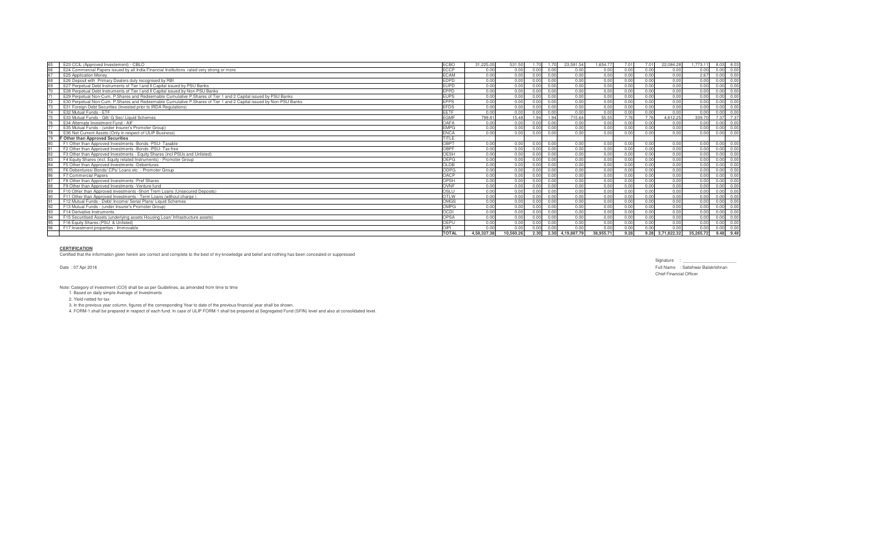| 65 | E23 CCIL (Approved Investement) - CBLO | ECBO | 31,225.05 | 531.50 | 1.70 | 1.70 | 23,591.54 | 1,654.77 | 7.01 | 7.01 | 22,084.28 | 1,773.11 | 8.03 | 8.03 |
|---|---|---|---|---|---|---|---|---|---|---|---|---|---|---|
| 66 | E24 Commercial Papers issued by all India Financial Institutions rated very strong or more | ECCP | 0.00 | 0.00 | 0.00 | 0.00 | 0.00 | 0.00 | 0.00 | 0.00 | 0.00 | 0.00 | 0.00 | 0.00 |
| 67 | E25 Application Money | ECAM | 0.00 | 0.00 | 0.00 | 0.00 | 0.00 | 0.00 | 0.00 | 0.00 | 0.00 | 2.67 | 0.00 | 0.00 |
| 68 | E26 Deposit with Primary Dealers duly recognised by RBI | EDPD | 0.00 | 0.00 | 0.00 | 0.00 | 0.00 | 0.00 | 0.00 | 0.00 | 0.00 | 0.00 | 0.00 | 0.00 |
| 69 | E27 Perpetual Debt Instruments of Tier I and II Capital issued by PSU Banks | EUPD | 0.00 | 0.00 | 0.00 | 0.00 | 0.00 | 0.00 | 0.00 | 0.00 | 0.00 | 0.00 | 0.00 | 0.00 |
| 70 | E28 Perpetual Debt Instruments of Tier I and II Capital issued by Non-PSU Banks | EPPD | 0.00 | 0.00 | 0.00 | 0.00 | 0.00 | 0.00 | 0.00 | 0.00 | 0.00 | 0.00 | 0.00 | 0.00 |
| 71 | E29 Perpetual Non-Cum. P.Shares and Redeemable Cumulative P.Shares of Tier 1 and 2 Capital issued by PSU Banks | EUPS | 0.00 | 0.00 | 0.00 | 0.00 | 0.00 | 0.00 | 0.00 | 0.00 | 0.00 | 0.00 | 0.00 | 0.00 |
| 72 | E30 Perpetual Non-Cum. P.Shares and Redeemable Cumulative P.Shares of Tier 1 and 2 Capital issued by Non-PSU Banks | EPPS | 0.00 | 0.00 | 0.00 | 0.00 | 0.00 | 0.00 | 0.00 | 0.00 | 0.00 | 0.00 | 0.00 | 0.00 |
| 73 | E31 Foreign Debt Securities (Invested prior to IRDA Regulations) | EFDS | 0.00 | 0.00 | 0.00 | 0.00 | 0.00 | 0.00 | 0.00 | 0.00 | 0.00 | 0.00 | 0.00 | 0.00 |
| 74 | E32 Mutual Funds - ETF | EETF | 0.00 | 0.00 | 0.00 | 0.00 | 0.00 | 0.00 | 0.00 | 0.00 | 0.00 | 0.00 | 0.00 | 0.00 |
| 75 | E33 Mutual Funds - Gilt/ G Sec/ Liquid Schemes | EGMF | 799.81 | 15.48 | 1.94 | 1.94 | 715.64 | 55.55 | 7.76 | 7.76 | 4,612.25 | 339.70 | 7.37 | 7.37 |
| 76 | E34 Alternate Investment Fund - AIF | OAFA | 0.00 | 0.00 | 0.00 | 0.00 | 0.00 | 0.00 | 0.00 | 0.00 | 0.00 | 0.00 | 0.00 | 0.00 |
| 77 | E35 Mutual Funds - (under Insurer's Promoter Group) | EMPG | 0.00 | 0.00 | 0.00 | 0.00 | 0.00 | 0.00 | 0.00 | 0.00 | 0.00 | 0.00 | 0.00 | 0.00 |
| 78 | E36 Net Current Assets (Only in respect of ULIP Business) | ENCA | 0.00 | 0.00 | 0.00 | 0.00 | 0.00 | 0.00 | 0.00 | 0.00 | 0.00 | 0.00 | 0.00 | 0.00 |
| 79 | **F Other than Approved Securities** | TITLE | | | | | | | | | | | | |
| 80 | F1 Other than Approved Investments -Bonds -PSU- Taxable | OBPT | 0.00 | 0.00 | 0.00 | 0.00 | 0.00 | 0.00 | 0.00 | 0.00 | 0.00 | 0.00 | 0.00 | 0.00 |
| 81 | F2 Other than Approved Investments -Bonds -PSU- Tax free | OBPF | 0.00 | 0.00 | 0.00 | 0.00 | 0.00 | 0.00 | 0.00 | 0.00 | 0.00 | 0.00 | 0.00 | 0.00 |
| 82 | F3 Other than Approved Investments - Equity Shares (incl PSUs and Unlisted) | OESH | 0.00 | 0.00 | 0.00 | 0.00 | 0.00 | 0.00 | 0.00 | 0.00 | 0.00 | 0.00 | 0.00 | 0.00 |
| 83 | F4 Equity Shares (incl. Equity related Instruments) - Promoter Group | OEPG | 0.00 | 0.00 | 0.00 | 0.00 | 0.00 | 0.00 | 0.00 | 0.00 | 0.00 | 0.00 | 0.00 | 0.00 |
| 84 | F5 Other than Approved Investments -Debentures | OLDB | 0.00 | 0.00 | 0.00 | 0.00 | 0.00 | 0.00 | 0.00 | 0.00 | 0.00 | 0.00 | 0.00 | 0.00 |
| 85 | F6 Debentures/ Bonds/ CPs/ Loans etc. - Promoter Group | ODPG | 0.00 | 0.00 | 0.00 | 0.00 | 0.00 | 0.00 | 0.00 | 0.00 | 0.00 | 0.00 | 0.00 | 0.00 |
| 86 | F7 Commercial Papers | OACP | 0.00 | 0.00 | 0.00 | 0.00 | 0.00 | 0.00 | 0.00 | 0.00 | 0.00 | 0.00 | 0.00 | 0.00 |
| 87 | F8 Other than Approved Investments -Pref Shares | OPSH | 0.00 | 0.00 | 0.00 | 0.00 | 0.00 | 0.00 | 0.00 | 0.00 | 0.00 | 0.00 | 0.00 | 0.00 |
| 88 | F9 Other than Approved Investments -Venture fund | OVNF | 0.00 | 0.00 | 0.00 | 0.00 | 0.00 | 0.00 | 0.00 | 0.00 | 0.00 | 0.00 | 0.00 | 0.00 |
| 89 | F10 Other than Approved Investments -Short Trem Loans (Unsecured Deposits) | OSLU | 0.00 | 0.00 | 0.00 | 0.00 | 0.00 | 0.00 | 0.00 | 0.00 | 0.00 | 0.00 | 0.00 | 0.00 |
| 90 | F11 Other than Approved Investments - Term Loans (without charge ) | OTLW | 0.00 | 0.00 | 0.00 | 0.00 | 0.00 | 0.00 | 0.00 | 0.00 | 0.00 | 0.00 | 0.00 | 0.00 |
| 91 | F12 Mutual Funds - Debt/ Income/ Serial Plans/ Liquid Schemes | OMGS | 0.00 | 0.00 | 0.00 | 0.00 | 0.00 | 0.00 | 0.00 | 0.00 | 0.00 | 0.00 | 0.00 | 0.00 |
| 92 | F13 Mutual Funds - (under Insurer's Promoter Group) | OMPG | 0.00 | 0.00 | 0.00 | 0.00 | 0.00 | 0.00 | 0.00 | 0.00 | 0.00 | 0.00 | 0.00 | 0.00 |
| 93 | F14 Derivative Instruments | OCDI | 0.00 | 0.00 | 0.00 | 0.00 | 0.00 | 0.00 | 0.00 | 0.00 | 0.00 | 0.00 | 0.00 | 0.00 |
| 94 | F15 Securitised Assets (underlying assets Housing Loan/ Infrastructure assets) | OPSA | 0.00 | 0.00 | 0.00 | 0.00 | 0.00 | 0.00 | 0.00 | 0.00 | 0.00 | 0.00 | 0.00 | 0.00 |
| 95 | F16 Equity Shares (PSU & Unlisted) | OEPU | 0.00 | 0.00 | 0.00 | 0.00 | 0.00 | 0.00 | 0.00 | 0.00 | 0.00 | 0.00 | 0.00 | 0.00 |
| 96 | F17 Investment properties - Immovable | OIPI | 0.00 | 0.00 | 0.00 | 0.00 | 0.00 | 0.00 | 0.00 | 0.00 | 0.00 | 0.00 | 0.00 | 0.00 |
| | | **TOTAL** | **4,58,327.38** | **10,560.26** | **2.30** | **2.30** | **4,19,887.79** | **38,955.71** | **9.28** | **9.28** | **3,71,822.32** | **35,265.72** | **9.48** | **9.48** |

**CERTIFICATION**

Certified that the information given herein are correct and complete to the best of my knowledge and belief and nothing has been concealed or suppressed

Date : 07 Apr 2016

Signature : ____________________

Full Name : Satishwar Balakrishnan

Chief Financial Officer

Note: Category of investment (COI) shall be as per Guidelines, as amended from time to time

1. Based on daily simple Average of Investments
2. Yield netted for tax
3. In the previous year column, figures of the corresponding Year to date of the previous financial year shall be shown.
4. FORM-1 shall be prepared in respect of each fund. In case of ULIP FORM-1 shall be prepared at Segregated Fund (SFIN) level and also at consolidated level.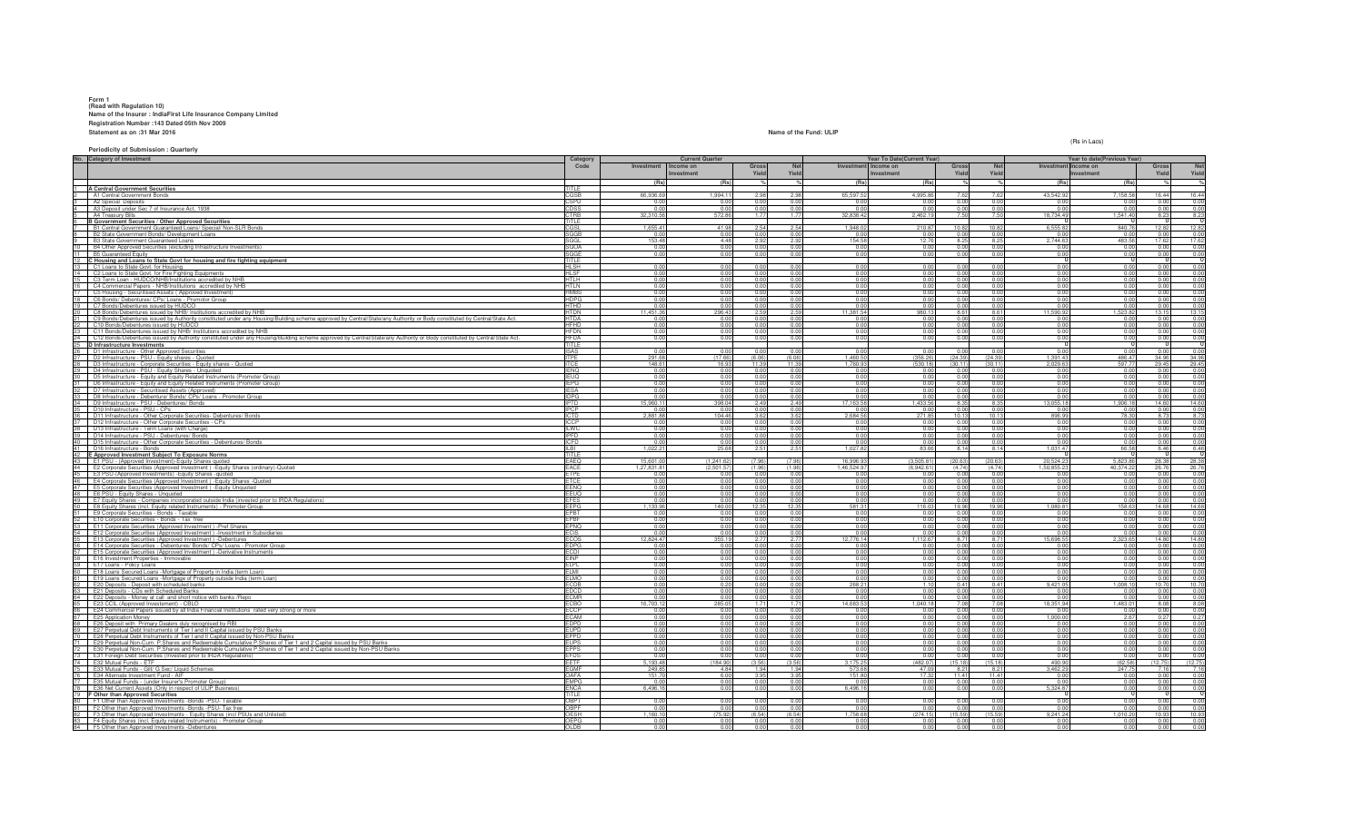**Form 1**
**(Read with Regulation 10)**
**Name of the Insurer : IndiaFirst Life Insurance Company Limited**
**Registration Number :143 Dated 05th Nov 2009**
**Statement as on :31 Mar 2016**

**Name of the Fund: ULIP**

**Periodicity of Submission : Quarterly**

(Rs in Lacs)

| No. | Category of Investment | Category Code | Current Quarter | | | | Year To Date(Current Year) | | | | Year to date(Previous Year) | | | |
|---|---|---|---|---|---|---|---|---|---|---|---|---|---|---|
| | | | Investment | Income on Investment | Gross Yield | Net Yield | Investment | Income on Investment | Gross Yield | Net Yield | Investment | Income on Investment | Gross Yield | Net Yield |
| | | | (Rs) | (Rs) | % | % | (Rs) | (Rs) | % | % | (Rs) | (Rs) | % | % |
| 1 | A Central Government Securities | TITLE | | | | | | | | | | | | |
| 2 | A1 Central Government Bonds | CGSB | 66,936.69 | 1,994.11 | 2.98 | 2.98 | 65,597.52 | 4,995.86 | 7.62 | 7.62 | 43,542.92 | 7,158.58 | 16.44 | 16.44 |
| 3 | A2 Special Deposits | CSPD | 0.00 | 0.00 | 0.00 | 0.00 | 0.00 | 0.00 | 0.00 | 0.00 | 0.00 | 0.00 | 0.00 | 0.00 |
| 4 | A3 Deposit under Sec 7 of Insurance Act, 1938 | CDSS | 0.00 | 0.00 | 0.00 | 0.00 | 0.00 | 0.00 | 0.00 | 0.00 | 0.00 | 0.00 | 0.00 | 0.00 |
| 5 | A4 Treasury Bills | CTRB | 32,310.58 | 572.86 | 1.77 | 1.77 | 32,838.42 | 2,462.19 | 7.50 | 7.50 | 18,734.49 | 1,541.40 | 8.23 | 8.23 |
| 6 | B Government Securities / Other Approved Securities | TITLE | | | | | | | | | 0 | 0 | 0 | 0 |
| 7 | B1 Central Government Guaranteed Loans/ Special/ Non-SLR Bonds | CGSL | 1,655.41 | 41.98 | 2.54 | 2.54 | 1,948.02 | 210.87 | 10.82 | 10.82 | 6,555.82 | 840.76 | 12.82 | 12.82 |
| 8 | B2 State Government Bonds/ Development Loans | SGGB | 0.00 | 0.00 | 0.00 | 0.00 | 0.00 | 0.00 | 0.00 | 0.00 | 0.00 | 0.00 | 0.00 | 0.00 |
| 9 | B3 State Government Guaranteed Loans | SGGL | 153.48 | 4.48 | 2.92 | 2.92 | 154.58 | 12.76 | 8.25 | 8.25 | 2,744.63 | 483.56 | 17.62 | 17.62 |
| 10 | B4 Other Approved Securities (excluding Infrastructure Investments) | SGOA | 0.00 | 0.00 | 0.00 | 0.00 | 0.00 | 0.00 | 0.00 | 0.00 | 0.00 | 0.00 | 0.00 | 0.00 |
| 11 | B5 Guaranteed Equity | SGGE | 0.00 | 0.00 | 0.00 | 0.00 | 0.00 | 0.00 | 0.00 | 0.00 | 0.00 | 0.00 | 0.00 | 0.00 |
| 12 | C Housing and Loans to State Govt for housing and fire fighting equipment | TITLE | | | | | | | | | 0 | 0 | 0 | 0 |
| 13 | C1 Loans to State Govt. for Housing | HLSH | 0.00 | 0.00 | 0.00 | 0.00 | 0.00 | 0.00 | 0.00 | 0.00 | 0.00 | 0.00 | 0.00 | 0.00 |
| 14 | C2 Loans to State Govt. for Fire Fighting Equipments | HLSF | 0.00 | 0.00 | 0.00 | 0.00 | 0.00 | 0.00 | 0.00 | 0.00 | 0.00 | 0.00 | 0.00 | 0.00 |
| 15 | C3 Term Loan - HUDCO/NHB/Institutions accredited by NHB | HTLH | 0.00 | 0.00 | 0.00 | 0.00 | 0.00 | 0.00 | 0.00 | 0.00 | 0.00 | 0.00 | 0.00 | 0.00 |
| 16 | C4 Commercial Papers - NHB/Institutions accredited by NHB | HTLN | 0.00 | 0.00 | 0.00 | 0.00 | 0.00 | 0.00 | 0.00 | 0.00 | 0.00 | 0.00 | 0.00 | 0.00 |
| 17 | C5 Housing - Securitised Assets ( Approved Investment) | HMBS | 0.00 | 0.00 | 0.00 | 0.00 | 0.00 | 0.00 | 0.00 | 0.00 | 0.00 | 0.00 | 0.00 | 0.00 |
| 18 | C6 Bonds/ Debentures/ CPs/ Loans - Promotor Group | HDPG | 0.00 | 0.00 | 0.00 | 0.00 | 0.00 | 0.00 | 0.00 | 0.00 | 0.00 | 0.00 | 0.00 | 0.00 |
| 19 | C7 Bonds/Debentures issued by HUDCO | HTHD | 0.00 | 0.00 | 0.00 | 0.00 | 0.00 | 0.00 | 0.00 | 0.00 | 0.00 | 0.00 | 0.00 | 0.00 |
| 20 | C8 Bonds/Debentures issued by NHB/ Institutions accredited by NHB | HTDN | 11,451.36 | 296.43 | 2.59 | 2.59 | 11,381.54 | 980.13 | 8.61 | 8.61 | 11,590.92 | 1,523.82 | 13.15 | 13.15 |
| 21 | C9 Bonds/Debentures issued by Authority constituted under any Housing/Building scheme approved by Central/State/any Authority or Body constituted by Central/State Act. | HTDA | 0.00 | 0.00 | 0.00 | 0.00 | 0.00 | 0.00 | 0.00 | 0.00 | 0.00 | 0.00 | 0.00 | 0.00 |
| 22 | C10 Bonds/Debentures issued by HUDCO | HFHD | 0.00 | 0.00 | 0.00 | 0.00 | 0.00 | 0.00 | 0.00 | 0.00 | 0.00 | 0.00 | 0.00 | 0.00 |
| 23 | C11 Bonds/Debentures issued by NHB/ Institutions accredited by NHB | HFDN | 0.00 | 0.00 | 0.00 | 0.00 | 0.00 | 0.00 | 0.00 | 0.00 | 0.00 | 0.00 | 0.00 | 0.00 |
| 24 | C12 Bonds/Debentures issued by Authority constituted under any Housing/Building scheme approved by Central/State/any Authority or Body constituted by Central/State Act. | HFDA | 0.00 | 0.00 | 0.00 | 0.00 | 0.00 | 0.00 | 0.00 | 0.00 | 0.00 | 0.00 | 0.00 | 0.00 |
| 25 | D Infrastructure Investments | TITLE | | | | | | | | | 0 | 0 | 0 | 0 |
| 26 | D1 Infrastructure - Other Approved Securities | ISAS | 0.00 | 0.00 | 0.00 | 0.00 | 0.00 | 0.00 | 0.00 | 0.00 | 0.00 | 0.00 | 0.00 | 0.00 |
| 27 | D2 Infrastructure - PSU - Equity shares - Quoted | ITPE | 291.68 | (17.66) | (6.06) | (6.06) | 1,460.50 | (356.26) | (24.39) | (24.39) | 1,391.43 | 486.47 | 34.96 | 34.96 |
| 28 | D3 Infrastructure - Corporate Securities - Equity shares - Quoted | ITCE | 148.61 | 16.93 | 11.39 | 11.39 | 1,760.93 | (530.18) | (30.11) | (30.11) | 2,029.63 | 597.77 | 29.45 | 29.45 |
| 29 | D4 Infrastructure - PSU - Equity Shares - Unquoted | IENQ | 0.00 | 0.00 | 0.00 | 0.00 | 0.00 | 0.00 | 0.00 | 0.00 | 0.00 | 0.00 | 0.00 | 0.00 |
| 30 | D5 Infrastructure - Equity and Equity Related Instruments (Promoter Group) | IEUQ | 0.00 | 0.00 | 0.00 | 0.00 | 0.00 | 0.00 | 0.00 | 0.00 | 0.00 | 0.00 | 0.00 | 0.00 |
| 31 | D6 Infrastructure - Equity and Equity Related Instruments (Promoter Group) | IEPG | 0.00 | 0.00 | 0.00 | 0.00 | 0.00 | 0.00 | 0.00 | 0.00 | 0.00 | 0.00 | 0.00 | 0.00 |
| 32 | D7 Infrastructure - Securitised Assets (Approved) | IESA | 0.00 | 0.00 | 0.00 | 0.00 | 0.00 | 0.00 | 0.00 | 0.00 | 0.00 | 0.00 | 0.00 | 0.00 |
| 33 | D8 Infrastructure - Debenture/ Bonds/ CPs/ Loans - Promoter Group | IDPG | 0.00 | 0.00 | 0.00 | 0.00 | 0.00 | 0.00 | 0.00 | 0.00 | 0.00 | 0.00 | 0.00 | 0.00 |
| 34 | D9 Infrastructure - PSU - Debentures/ Bonds | IPTD | 15,960.11 | 398.04 | 2.49 | 2.49 | 17,163.58 | 1,433.58 | 8.35 | 8.35 | 13,055.18 | 1,906.18 | 14.60 | 14.60 |
| 35 | D10 Infrastructure - PSU - CPs | IPCP | 0.00 | 0.00 | 0.00 | 0.00 | 0.00 | 0.00 | 0.00 | 0.00 | 0.00 | 0.00 | 0.00 | 0.00 |
| 36 | D11 Infrastructure - Other Corporate Securities- Debentures/ Bonds | ICTD | 2,881.88 | 104.46 | 3.62 | 3.62 | 2,684.56 | 271.85 | 10.13 | 10.13 | 896.99 | 78.30 | 8.73 | 8.73 |
| 37 | D12 Infrastructure - Other Corporate Securities - CPs | ICCP | 0.00 | 0.00 | 0.00 | 0.00 | 0.00 | 0.00 | 0.00 | 0.00 | 0.00 | 0.00 | 0.00 | 0.00 |
| 38 | D13 Infrastructure - Term Loans (with Charge) | ILWC | 0.00 | 0.00 | 0.00 | 0.00 | 0.00 | 0.00 | 0.00 | 0.00 | 0.00 | 0.00 | 0.00 | 0.00 |
| 39 | D14 Infrastructure - PSU - Debentures/ Bonds | IPFD | 0.00 | 0.00 | 0.00 | 0.00 | 0.00 | 0.00 | 0.00 | 0.00 | 0.00 | 0.00 | 0.00 | 0.00 |
| 40 | D15 Infrastructure - Other Corporate Securities - Debentures/ Bonds | ICFD | 0.00 | 0.00 | 0.00 | 0.00 | 0.00 | 0.00 | 0.00 | 0.00 | 0.00 | 0.00 | 0.00 | 0.00 |
| 41 | D16 Infrastructure - Bonds | ILBI | 1,022.21 | 25.68 | 2.51 | 2.51 | 1,027.82 | 83.66 | 8.14 | 8.14 | 1,031.47 | 66.58 | 6.46 | 6.46 |
| 42 | E Approved Investment Subject To Exposure Norms | TITLE | | | | | | | | | 0 | 0 | 0 | 0 |
| 43 | E1 PSU - (Approved Investment)-Equity Shares quoted | EAEQ | 15,601.00 | (1,241.62) | (7.96) | (7.96) | 16,996.93 | (3,505.81) | (20.63) | (20.63) | 20,524.23 | 5,823.86 | 28.38 | 28.38 |
| 44 | E2 Corporate Securities (Approved Investment ) -Equity Shares (ordinary)-Quoted | EACE | 1,27,831.81 | (2,501.57) | (1.96) | (1.96) | 1,46,524.97 | (6,942.61) | (4.74) | (4.74) | 1,50,855.23 | 40,374.22 | 26.76 | 26.76 |
| 45 | E3 PSU-(Approved Investments) -Equity Shares -quoted | ETPE | 0.00 | 0.00 | 0.00 | 0.00 | 0.00 | 0.00 | 0.00 | 0.00 | 0.00 | 0.00 | 0.00 | 0.00 |
| 46 | E4 Corporate Securities (Approved Investment ) -Equity Shares -Quoted | ETCE | 0.00 | 0.00 | 0.00 | 0.00 | 0.00 | 0.00 | 0.00 | 0.00 | 0.00 | 0.00 | 0.00 | 0.00 |
| 47 | E5 Corporate Securities (Approved Investment ) -Equity Unquoted | EENQ | 0.00 | 0.00 | 0.00 | 0.00 | 0.00 | 0.00 | 0.00 | 0.00 | 0.00 | 0.00 | 0.00 | 0.00 |
| 48 | E6 PSU - Equity Shares - Unquoted | EEUQ | 0.00 | 0.00 | 0.00 | 0.00 | 0.00 | 0.00 | 0.00 | 0.00 | 0.00 | 0.00 | 0.00 | 0.00 |
| 49 | E7 Equity Shares - Companies incorporated outside India (invested prior to IRDA Regulations) | EFES | 0.00 | 0.00 | 0.00 | 0.00 | 0.00 | 0.00 | 0.00 | 0.00 | 0.00 | 0.00 | 0.00 | 0.00 |
| 50 | E8 Equity Shares (incl. Equity related Instruments) - Promoter Group | EEPG | 1,133.96 | 140.03 | 12.35 | 12.35 | 581.31 | 116.03 | 19.96 | 19.96 | 1,080.61 | 158.63 | 14.68 | 14.68 |
| 51 | E9 Corporate Securities - Bonds - Taxable | EPBT | 0.00 | 0.00 | 0.00 | 0.00 | 0.00 | 0.00 | 0.00 | 0.00 | 0.00 | 0.00 | 0.00 | 0.00 |
| 52 | E10 Corporate Securities - Bonds - Tax free | EPBF | 0.00 | 0.00 | 0.00 | 0.00 | 0.00 | 0.00 | 0.00 | 0.00 | 0.00 | 0.00 | 0.00 | 0.00 |
| 53 | E11 Corporate Securities (Approved Investment ) -Pref Shares | EPNQ | 0.00 | 0.00 | 0.00 | 0.00 | 0.00 | 0.00 | 0.00 | 0.00 | 0.00 | 0.00 | 0.00 | 0.00 |
| 54 | E12 Corporate Securities (Approved Investment ) -Investment in Subsidiaries | ECIS | 0.00 | 0.00 | 0.00 | 0.00 | 0.00 | 0.00 | 0.00 | 0.00 | 0.00 | 0.00 | 0.00 | 0.00 |
| 55 | E13 Corporate Securities (Approved Investment ) -Debentures | ECOS | 12,824.47 | 355.19 | 2.77 | 2.77 | 12,776.14 | 1,112.67 | 8.71 | 8.71 | 15,698.55 | 2,323.65 | 14.80 | 14.80 |
| 56 | E14 Corporate Securities - Debentures/ Bonds/ CPs/ Loans - Promoter Group | EDPG | 0.00 | 0.00 | 0.00 | 0.00 | 0.00 | 0.00 | 0.00 | 0.00 | 0.00 | 0.00 | 0.00 | 0.00 |
| 57 | E15 Corporate Securities (Approved Investment ) -Derivative Instruments | ECDI | 0.00 | 0.00 | 0.00 | 0.00 | 0.00 | 0.00 | 0.00 | 0.00 | 0.00 | 0.00 | 0.00 | 0.00 |
| 58 | E16 Investment Properties - Immovable | EINP | 0.00 | 0.00 | 0.00 | 0.00 | 0.00 | 0.00 | 0.00 | 0.00 | 0.00 | 0.00 | 0.00 | 0.00 |
| 59 | E17 Loans - Policy Loans | ELPL | 0.00 | 0.00 | 0.00 | 0.00 | 0.00 | 0.00 | 0.00 | 0.00 | 0.00 | 0.00 | 0.00 | 0.00 |
| 60 | E18 Loans Secured Loans -Mortgage of Property in India (term Loan) | ELMI | 0.00 | 0.00 | 0.00 | 0.00 | 0.00 | 0.00 | 0.00 | 0.00 | 0.00 | 0.00 | 0.00 | 0.00 |
| 61 | E19 Loans Secured Loans -Mortgage of Property outside India (term Loan) | ELMO | 0.00 | 0.00 | 0.00 | 0.00 | 0.00 | 0.00 | 0.00 | 0.00 | 0.00 | 0.00 | 0.00 | 0.00 |
| 62 | E20 Deposits - Deposit with scheduled banks | ECDB | 0.00 | 0.00 | 0.00 | 0.00 | 268.21 | 1.10 | 0.41 | 0.41 | 9,421.05 | 1,008.10 | 10.70 | 10.70 |
| 63 | E21 Deposits - CDs with Scheduled Banks | EDCD | 0.00 | 0.00 | 0.00 | 0.00 | 0.00 | 0.00 | 0.00 | 0.00 | 0.00 | 0.00 | 0.00 | 0.00 |
| 64 | E22 Deposits - Money at call and short notice with banks /Repo | ECMR | 0.00 | 0.00 | 0.00 | 0.00 | 0.00 | 0.00 | 0.00 | 0.00 | 0.00 | 0.00 | 0.00 | 0.00 |
| 65 | E23 CCIL (Approved Investement) - CBLO | ECBO | 16,703.12 | 285.05 | 1.71 | 1.71 | 14,683.53 | 1,040.18 | 7.08 | 7.08 | 18,351.94 | 1,483.01 | 8.08 | 8.08 |
| 66 | E24 Commercial Papers issued by all India Financial Institutions rated very strong or more | ECCP | 0.00 | 0.00 | 0.00 | 0.00 | 0.00 | 0.00 | 0.00 | 0.00 | 0.00 | 0.00 | 0.00 | 0.00 |
| 67 | E25 Application Money | ECAM | 0.00 | 0.00 | 0.00 | 0.00 | 0.00 | 0.00 | 0.00 | 0.00 | 1,600.00 | 2.67 | 0.27 | 0.27 |
| 68 | E26 Deposit with Primary Dealers duly recognised by RBI | EDPD | 0.00 | 0.00 | 0.00 | 0.00 | 0.00 | 0.00 | 0.00 | 0.00 | 0.00 | 0.00 | 0.00 | 0.00 |
| 69 | E27 Perpetual Debt Instruments of Tier I and II Capital issued by PSU Banks | EUPD | 0.00 | 0.00 | 0.00 | 0.00 | 0.00 | 0.00 | 0.00 | 0.00 | 0.00 | 0.00 | 0.00 | 0.00 |
| 70 | E28 Perpetual Debt Instruments of Tier I and II Capital issued by Non-PSU Banks | EPPD | 0.00 | 0.00 | 0.00 | 0.00 | 0.00 | 0.00 | 0.00 | 0.00 | 0.00 | 0.00 | 0.00 | 0.00 |
| 71 | E29 Perpetual Non-Cum. P.Shares and Redeemable Cumulative P.Shares of Tier 1 and 2 Capital issued by PSU Banks | EUPS | 0.00 | 0.00 | 0.00 | 0.00 | 0.00 | 0.00 | 0.00 | 0.00 | 0.00 | 0.00 | 0.00 | 0.00 |
| 72 | E30 Perpetual Non-Cum. P.Shares and Redeemable Cumulative P.Shares of Tier 1 and 2 Capital issued by Non-PSU Banks | EPPS | 0.00 | 0.00 | 0.00 | 0.00 | 0.00 | 0.00 | 0.00 | 0.00 | 0.00 | 0.00 | 0.00 | 0.00 |
| 73 | E31 Foreign Debt Securities (Invested prior to IRDA Regulations) | EFDS | 0.00 | 0.00 | 0.00 | 0.00 | 0.00 | 0.00 | 0.00 | 0.00 | 0.00 | 0.00 | 0.00 | 0.00 |
| 74 | E32 Mutual Funds - ETF | EETF | 5,193.48 | (184.90) | (3.56) | (3.56) | 3,175.25 | (482.07) | (15.18) | (15.18) | 490.90 | (62.58) | (12.75) | (12.75) |
| 75 | E33 Mutual Funds - Gilt/ G Sec/ Liquid Schemes | EGMF | 249.85 | 4.84 | 1.94 | 1.94 | 573.68 | 47.08 | 8.21 | 8.21 | 3,462.29 | 247.75 | 7.16 | 7.16 |
| 76 | E34 Alternate Investment Fund - AIF | OAFA | 151.70 | 6.00 | 3.95 | 3.95 | 151.80 | 17.32 | 11.41 | 11.41 | 0.00 | 0.00 | 0.00 | 0.00 |
| 77 | E35 Mutual Funds - (under Insurer's Promoter Group) | EMPG | 0.00 | 0.00 | 0.00 | 0.00 | 0.00 | 0.00 | 0.00 | 0.00 | 0.00 | 0.00 | 0.00 | 0.00 |
| 78 | E36 Net Current Assets (Only in respect of ULIP Business) | ENCA | 6,496.16 | 0.00 | 0.00 | 0.00 | 6,496.16 | 0.00 | 0.00 | 0.00 | 5,324.87 | 0.00 | 0.00 | 0.00 |
| 79 | F Other than Approved Securities | TITLE | | | | | | | | | 0 | 0 | 0 | 0 |
| 80 | F1 Other than Approved Investments -Bonds -PSU- Taxable | OBPT | 0.00 | 0.00 | 0.00 | 0.00 | 0.00 | 0.00 | 0.00 | 0.00 | 0.00 | 0.00 | 0.00 | 0.00 |
| 81 | F2 Other than Approved Investments -Bonds -PSU- Tax free | OBPF | 0.00 | 0.00 | 0.00 | 0.00 | 0.00 | 0.00 | 0.00 | 0.00 | 0.00 | 0.00 | 0.00 | 0.00 |
| 82 | F3 Other than Approved Investments - Equity Shares (incl PSUs and Unlisted) | OESH | 1,160.10 | (75.92) | (6.54) | (6.54) | 1,758.68 | (274.15) | (15.59) | (15.59) | 9,241.24 | 1,010.20 | 10.93 | 10.93 |
| 83 | F4 Equity Shares (incl. Equity related Instruments) - Promoter Group | OEPG | 0.00 | 0.00 | 0.00 | 0.00 | 0.00 | 0.00 | 0.00 | 0.00 | 0.00 | 0.00 | 0.00 | 0.00 |
| 84 | F5 Other than Approved Investments -Debentures | OLDB | 0.00 | 0.00 | 0.00 | 0.00 | 0.00 | 0.00 | 0.00 | 0.00 | 0.00 | 0.00 | 0.00 | 0.00 |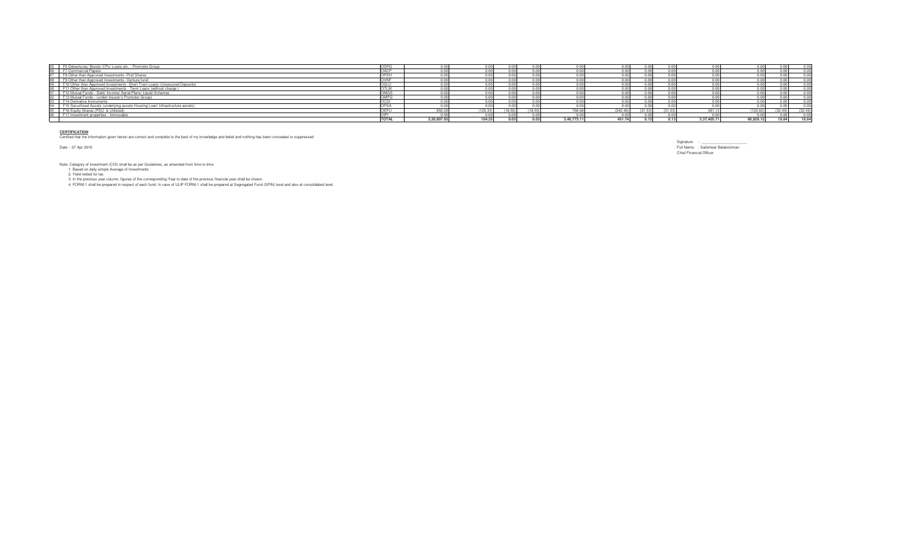| | | | | | | | | | | | | | | |
|---|---|---|---|---|---|---|---|---|---|---|---|---|---|---|
| 85 | F6 Debentures/ Bonds/ CPs/ Loans etc. - Promoter Group | ODPG | 0.00 | 0.00 | 0.00 | 0.00 | 0.00 | 0.00 | 0.00 | 0.00 | 0.00 | 0.00 | 0.00 | 0.00 |
| 86 | F7 Commercial Papers | OACP | 0.00 | 0.00 | 0.00 | 0.00 | 0.00 | 0.00 | 0.00 | 0.00 | 0.00 | 0.00 | 0.00 | 0.00 |
| 87 | F8 Other than Approved Investments -Pref Shares | OPSH | 0.00 | 0.00 | 0.00 | 0.00 | 0.00 | 0.00 | 0.00 | 0.00 | 0.00 | 0.00 | 0.00 | 0.00 |
| 88 | F9 Other than Approved Investments -Venture fund | OVNF | 0.00 | 0.00 | 0.00 | 0.00 | 0.00 | 0.00 | 0.00 | 0.00 | 0.00 | 0.00 | 0.00 | 0.00 |
| 89 | F10 Other than Approved Investments -Short Trem Loans (Unsecured Deposits) | OSLU | 0.00 | 0.00 | 0.00 | 0.00 | 0.00 | 0.00 | 0.00 | 0.00 | 0.00 | 0.00 | 0.00 | 0.00 |
| 90 | F11 Other than Approved Investments - Term Loans (without charge ) | OTLW | 0.00 | 0.00 | 0.00 | 0.00 | 0.00 | 0.00 | 0.00 | 0.00 | 0.00 | 0.00 | 0.00 | 0.00 |
| 91 | F12 Mutual Funds - Debt/ Income/ Serial Plans/ Liquid Schemes | OMGS | 0.00 | 0.00 | 0.00 | 0.00 | 0.00 | 0.00 | 0.00 | 0.00 | 0.00 | 0.00 | 0.00 | 0.00 |
| 92 | F13 Mutual Funds - (under Insurer's Promoter Group) | OMPG | 0.00 | 0.00 | 0.00 | 0.00 | 0.00 | 0.00 | 0.00 | 0.00 | 0.00 | 0.00 | 0.00 | 0.00 |
| 93 | F14 Derivative Instruments | OCDI | 0.00 | 0.00 | 0.00 | 0.00 | 0.00 | 0.00 | 0.00 | 0.00 | 0.00 | 0.00 | 0.00 | 0.00 |
| 94 | F15 Securitised Assets (underlying assets Housing Loan/ Infrastructure assets) | OPSA | 0.00 | 0.00 | 0.00 | 0.00 | 0.00 | 0.00 | 0.00 | 0.00 | 0.00 | 0.00 | 0.00 | 0.00 |
| 95 | F16 Equity Shares (PSU) & Unlisted) | OEPU | 650.29 | (120.33) | (18.50) | (18.50) | 788.98 | (242.46) | (31.53) | (31.53) | 381.12 | (123.82) | (32.49) | (32.49) |
| 96 | F17 Investment properties - Immovable | OIPI | 0.00 | 0.00 | 0.00 | 0.00 | 0.00 | 0.00 | 0.00 | 0.00 | 0.00 | 0.00 | 0.00 | 0.00 |
| | | TOTAL | 3,20,607.93 | 104.25 | 0.03 | 0.03 | 3,40,773.11 | 451.74 | 0.13 | 0.13 | 3,37,405.71 | 66,929.12 | 19.84 | 19.84 |

**CERTIFICATION**

Certified that the information given herein are correct and complete to the best of my knowledge and belief and nothing has been concealed or suppressed

Date : 07 Apr 2016

Signature : \_\_\_\_\_\_\_\_\_\_\_\_\_\_\_\_\_\_\_\_

Full Name : Satishwar Balakrishnan

Chief Financial Officer

Note: Category of investment (COI) shall be as per Guidelines, as amended from time to time

1. Based on daily simple Average of Investments
2. Yield netted for tax
3. In the previous year column, figures of the corresponding Year to date of the previous financial year shall be shown.
4. FORM-1 shall be prepared in respect of each fund. In case of ULIP FORM-1 shall be prepared at Segregated Fund (SFIN) level and also at consolidated level.